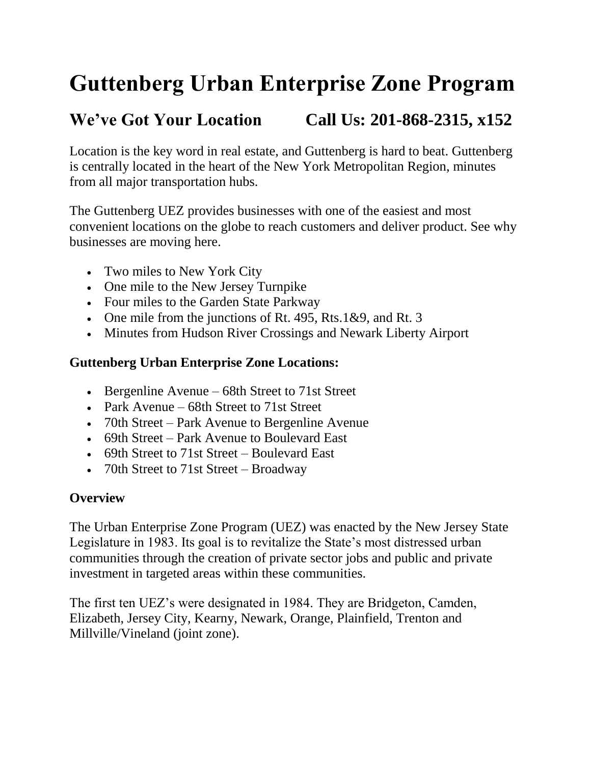# Guttenberg Urban Enterprise Zone Program

## We've Got Your Location Call Us: 201-868-2315, x152

Location is the key word in real estate, and Guttenberg is hard to beat. Guttenberg is centrally located in the heart of the New York Metropolitan Region, minutes from all major transportation hubs.

The Guttenberg UEZ provides businesses with one of the easiest and most convenient locations on the globe to reach customers and deliver product. See why businesses are moving here.

- Two miles to New York City
- One mile to the New Jersey Turnpike
- Four miles to the Garden State Parkway
- One mile from the junctions of Rt. 495, Rts.1&9, and Rt. 3
- Minutes from Hudson River Crossings and Newark Liberty Airport

**Guttenberg Urban Enterprise Zone Locations:**

- Bergenline Avenue – 68th Street to 71st Street
- Park Avenue – 68th Street to 71st Street
- 70th Street – Park Avenue to Bergenline Avenue
- 69th Street – Park Avenue to Boulevard East
- 69th Street to 71st Street – Boulevard East
- 70th Street to 71st Street – Broadway

**Overview**

The Urban Enterprise Zone Program (UEZ) was enacted by the New Jersey State Legislature in 1983. Its goal is to revitalize the State's most distressed urban communities through the creation of private sector jobs and public and private investment in targeted areas within these communities.

The first ten UEZ's were designated in 1984. They are Bridgeton, Camden, Elizabeth, Jersey City, Kearny, Newark, Orange, Plainfield, Trenton and Millville/Vineland (joint zone).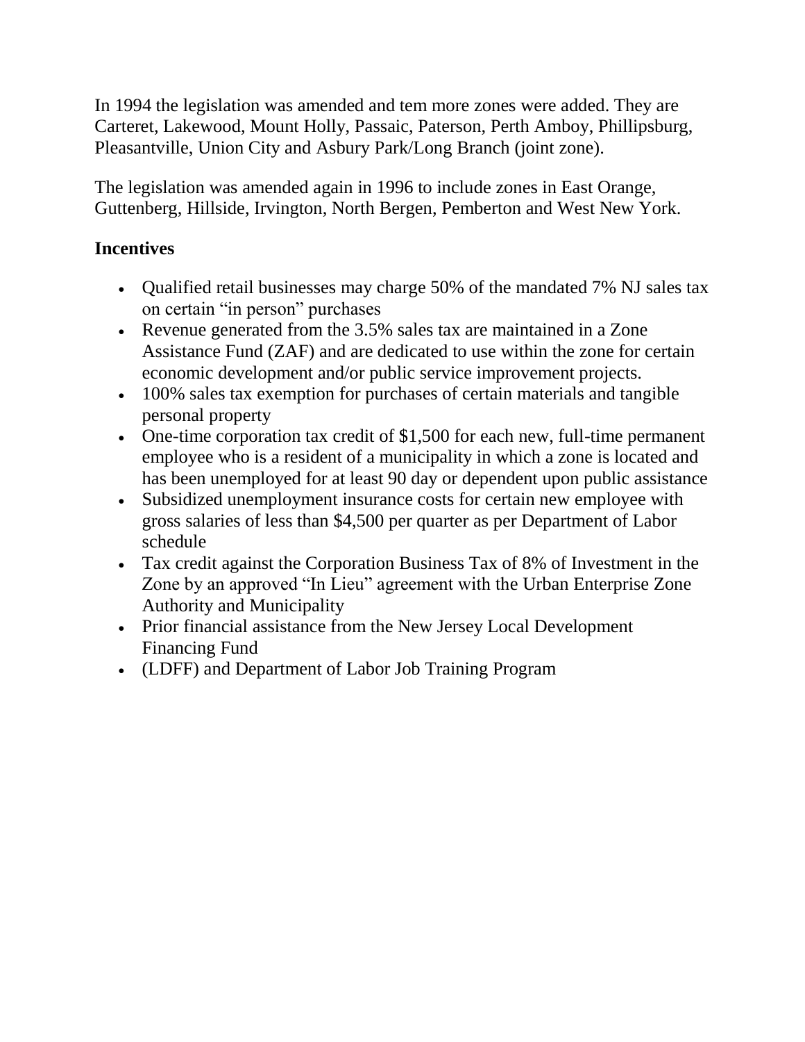In 1994 the legislation was amended and tem more zones were added. They are Carteret, Lakewood, Mount Holly, Passaic, Paterson, Perth Amboy, Phillipsburg, Pleasantville, Union City and Asbury Park/Long Branch (joint zone).

The legislation was amended again in 1996 to include zones in East Orange, Guttenberg, Hillside, Irvington, North Bergen, Pemberton and West New York.

**Incentives**

- Qualified retail businesses may charge 50% of the mandated 7% NJ sales tax on certain "in person" purchases
- Revenue generated from the 3.5% sales tax are maintained in a Zone Assistance Fund (ZAF) and are dedicated to use within the zone for certain economic development and/or public service improvement projects.
- 100% sales tax exemption for purchases of certain materials and tangible personal property
- One-time corporation tax credit of $1,500 for each new, full-time permanent employee who is a resident of a municipality in which a zone is located and has been unemployed for at least 90 day or dependent upon public assistance
- Subsidized unemployment insurance costs for certain new employee with gross salaries of less than $4,500 per quarter as per Department of Labor schedule
- Tax credit against the Corporation Business Tax of 8% of Investment in the Zone by an approved "In Lieu" agreement with the Urban Enterprise Zone Authority and Municipality
- Prior financial assistance from the New Jersey Local Development Financing Fund
- (LDFF) and Department of Labor Job Training Program